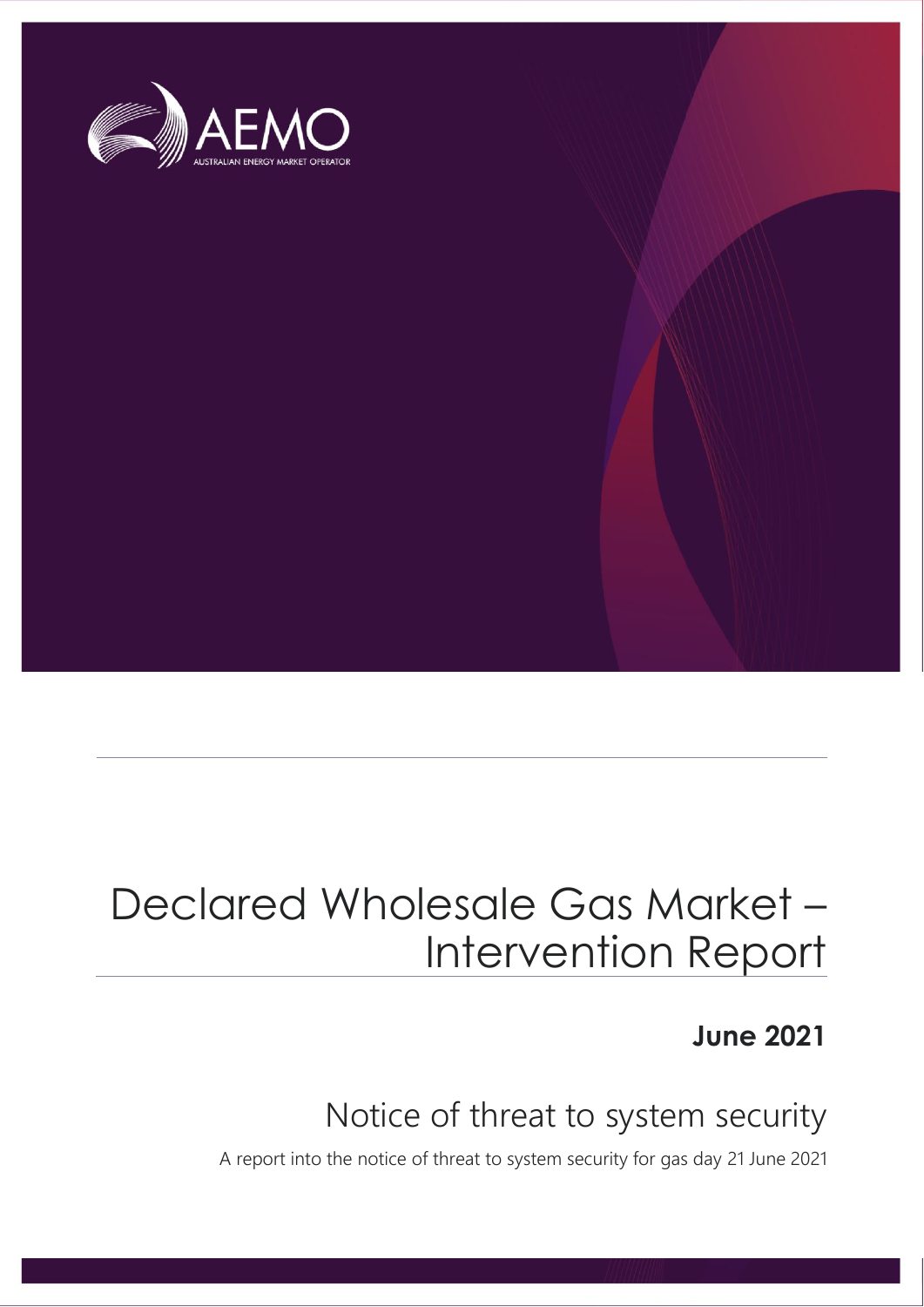AEMO

AUSTRALIAN ENERGY MARKET OPERATOR

# Declared Wholesale Gas Market – Intervention Report

**June 2021**

## Notice of threat to system security

A report into the notice of threat to system security for gas day 21 June 2021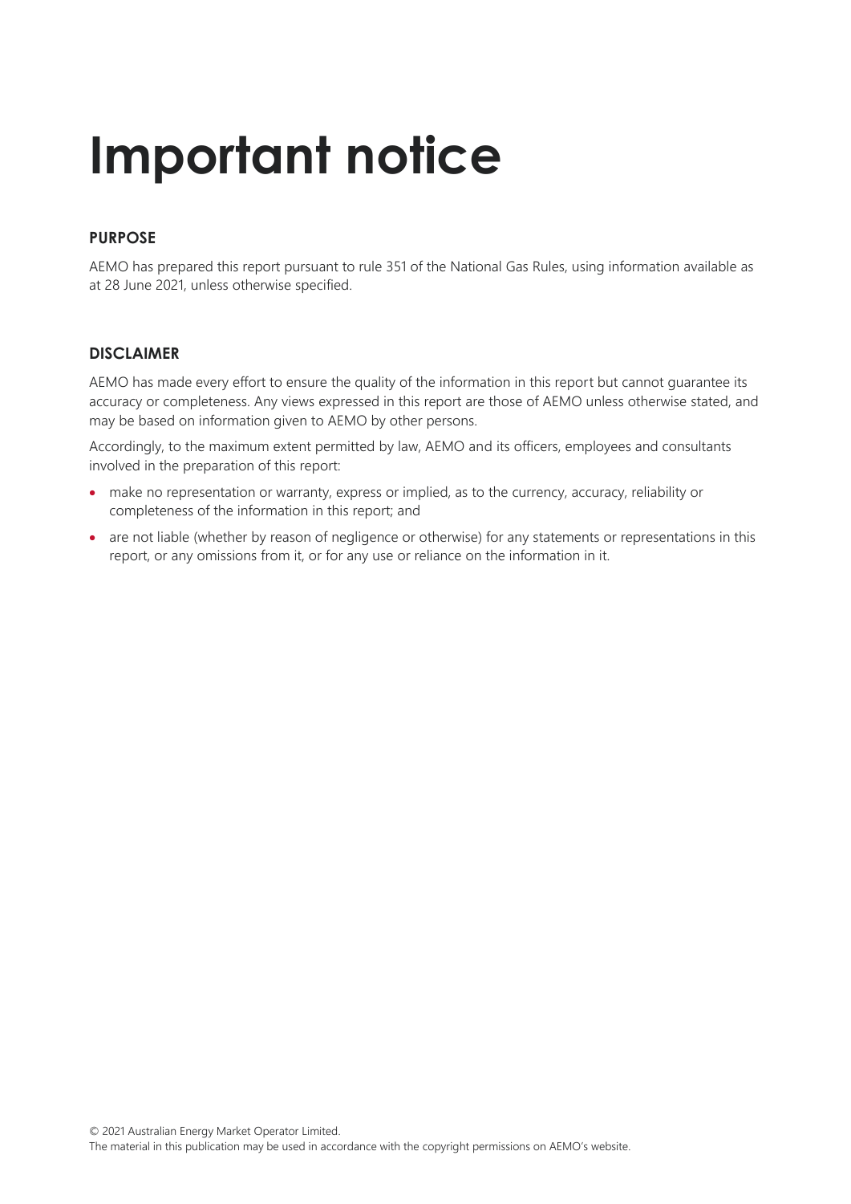# Important notice

## PURPOSE

AEMO has prepared this report pursuant to rule 351 of the National Gas Rules, using information available as at 28 June 2021, unless otherwise specified.

## DISCLAIMER

AEMO has made every effort to ensure the quality of the information in this report but cannot guarantee its accuracy or completeness. Any views expressed in this report are those of AEMO unless otherwise stated, and may be based on information given to AEMO by other persons.

Accordingly, to the maximum extent permitted by law, AEMO and its officers, employees and consultants involved in the preparation of this report:

- make no representation or warranty, express or implied, as to the currency, accuracy, reliability or completeness of the information in this report; and
- are not liable (whether by reason of negligence or otherwise) for any statements or representations in this report, or any omissions from it, or for any use or reliance on the information in it.

© 2021 Australian Energy Market Operator Limited.
The material in this publication may be used in accordance with the copyright permissions on AEMO's website.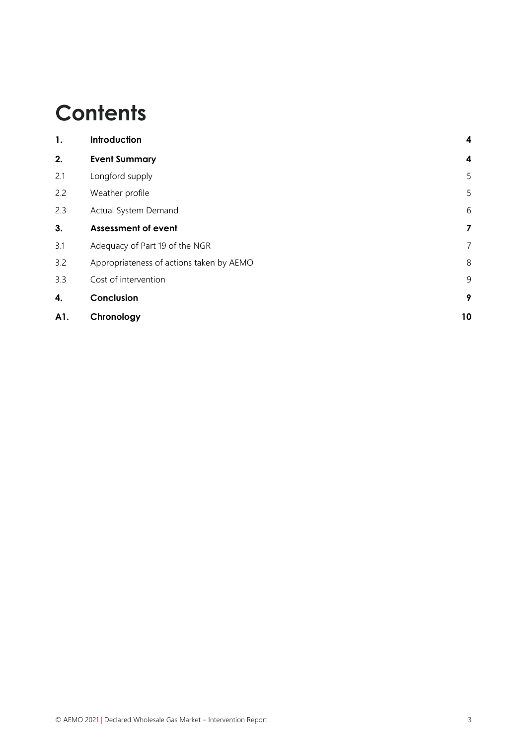# Contents

| | | |
|---|---|---|
| **1.** | **Introduction** | **4** |
| **2.** | **Event Summary** | **4** |
| 2.1 | Longford supply | 5 |
| 2.2 | Weather profile | 5 |
| 2.3 | Actual System Demand | 6 |
| **3.** | **Assessment of event** | **7** |
| 3.1 | Adequacy of Part 19 of the NGR | 7 |
| 3.2 | Appropriateness of actions taken by AEMO | 8 |
| 3.3 | Cost of intervention | 9 |
| **4.** | **Conclusion** | **9** |
| **A1.** | **Chronology** | **10** |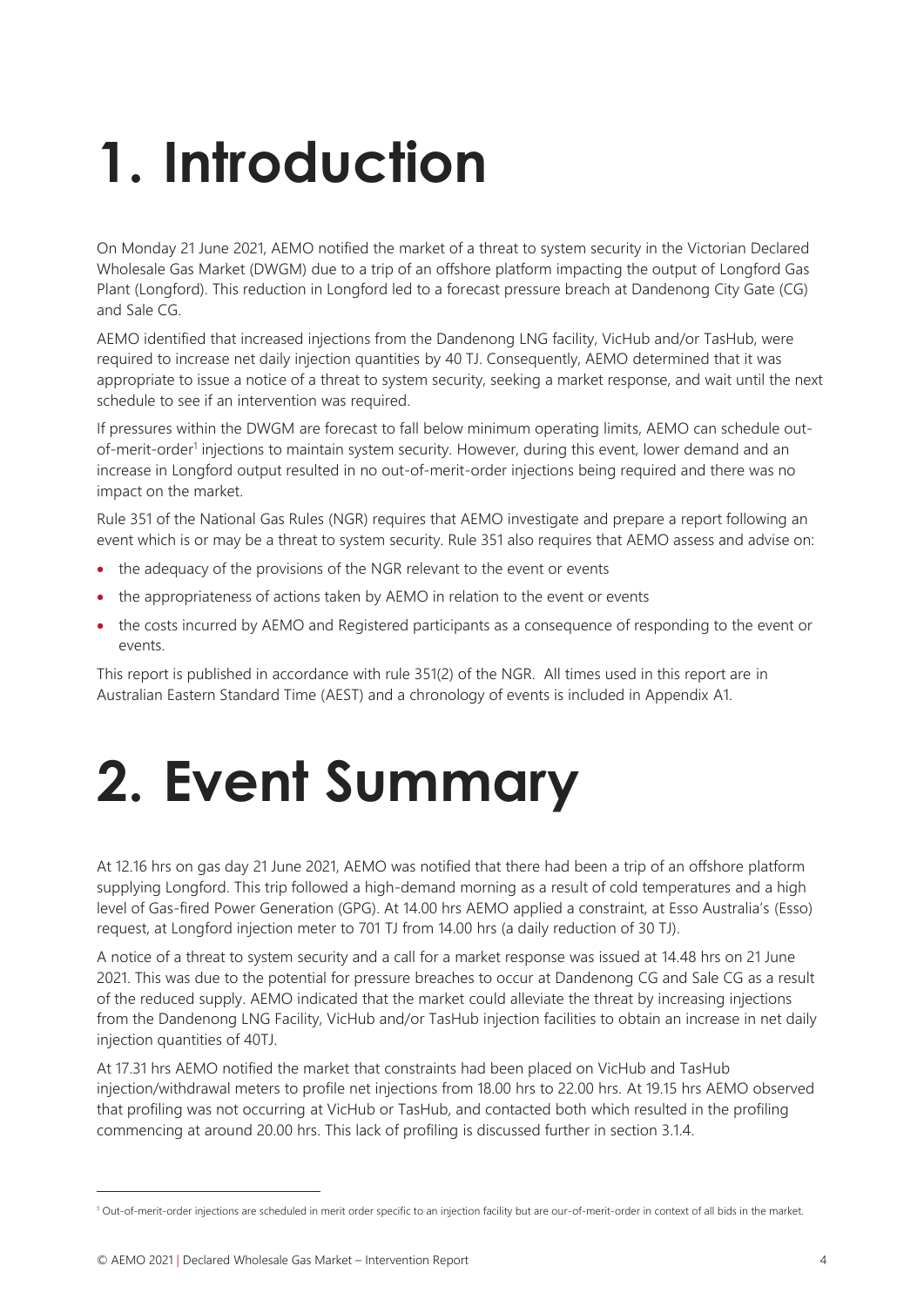# 1. Introduction

On Monday 21 June 2021, AEMO notified the market of a threat to system security in the Victorian Declared Wholesale Gas Market (DWGM) due to a trip of an offshore platform impacting the output of Longford Gas Plant (Longford). This reduction in Longford led to a forecast pressure breach at Dandenong City Gate (CG) and Sale CG.

AEMO identified that increased injections from the Dandenong LNG facility, VicHub and/or TasHub, were required to increase net daily injection quantities by 40 TJ. Consequently, AEMO determined that it was appropriate to issue a notice of a threat to system security, seeking a market response, and wait until the next schedule to see if an intervention was required.

If pressures within the DWGM are forecast to fall below minimum operating limits, AEMO can schedule out-of-merit-order[1] injections to maintain system security. However, during this event, lower demand and an increase in Longford output resulted in no out-of-merit-order injections being required and there was no impact on the market.

Rule 351 of the National Gas Rules (NGR) requires that AEMO investigate and prepare a report following an event which is or may be a threat to system security. Rule 351 also requires that AEMO assess and advise on:

- the adequacy of the provisions of the NGR relevant to the event or events
- the appropriateness of actions taken by AEMO in relation to the event or events
- the costs incurred by AEMO and Registered participants as a consequence of responding to the event or events.

This report is published in accordance with rule 351(2) of the NGR. All times used in this report are in Australian Eastern Standard Time (AEST) and a chronology of events is included in Appendix A1.

# 2. Event Summary

At 12.16 hrs on gas day 21 June 2021, AEMO was notified that there had been a trip of an offshore platform supplying Longford. This trip followed a high-demand morning as a result of cold temperatures and a high level of Gas-fired Power Generation (GPG). At 14.00 hrs AEMO applied a constraint, at Esso Australia's (Esso) request, at Longford injection meter to 701 TJ from 14.00 hrs (a daily reduction of 30 TJ).

A notice of a threat to system security and a call for a market response was issued at 14.48 hrs on 21 June 2021. This was due to the potential for pressure breaches to occur at Dandenong CG and Sale CG as a result of the reduced supply. AEMO indicated that the market could alleviate the threat by increasing injections from the Dandenong LNG Facility, VicHub and/or TasHub injection facilities to obtain an increase in net daily injection quantities of 40TJ.

At 17.31 hrs AEMO notified the market that constraints had been placed on VicHub and TasHub injection/withdrawal meters to profile net injections from 18.00 hrs to 22.00 hrs. At 19.15 hrs AEMO observed that profiling was not occurring at VicHub or TasHub, and contacted both which resulted in the profiling commencing at around 20.00 hrs. This lack of profiling is discussed further in section 3.1.4.

[1] Out-of-merit-order injections are scheduled in merit order specific to an injection facility but are our-of-merit-order in context of all bids in the market.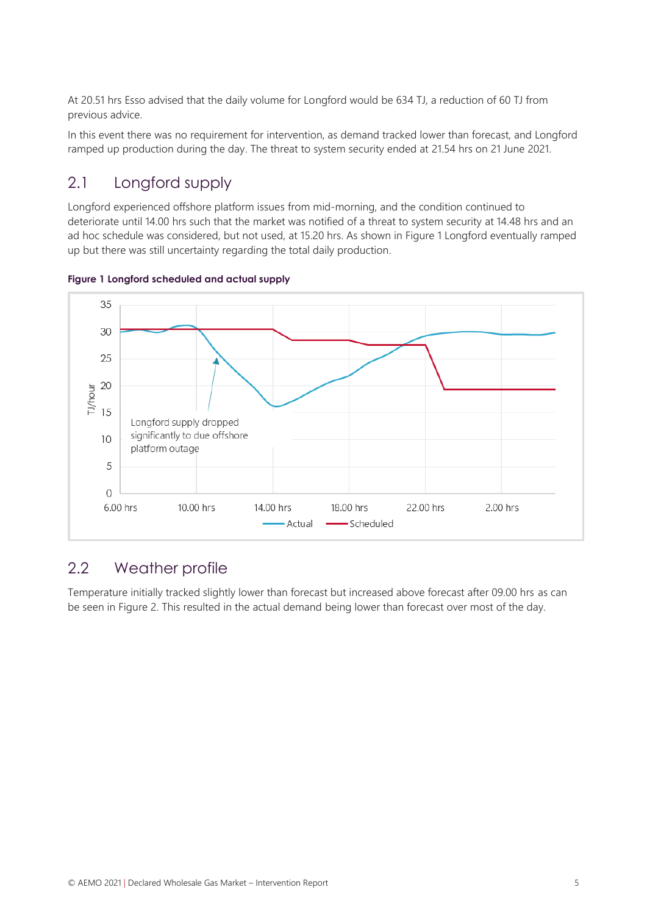At 20.51 hrs Esso advised that the daily volume for Longford would be 634 TJ, a reduction of 60 TJ from previous advice.

In this event there was no requirement for intervention, as demand tracked lower than forecast, and Longford ramped up production during the day. The threat to system security ended at 21.54 hrs on 21 June 2021.

## 2.1 Longford supply

Longford experienced offshore platform issues from mid-morning, and the condition continued to deteriorate until 14.00 hrs such that the market was notified of a threat to system security at 14.48 hrs and an ad hoc schedule was considered, but not used, at 15.20 hrs. As shown in Figure 1 Longford eventually ramped up but there was still uncertainty regarding the total daily production.

**Figure 1 Longford scheduled and actual supply**

## 2.2 Weather profile

Temperature initially tracked slightly lower than forecast but increased above forecast after 09.00 hrs as can be seen in Figure 2. This resulted in the actual demand being lower than forecast over most of the day.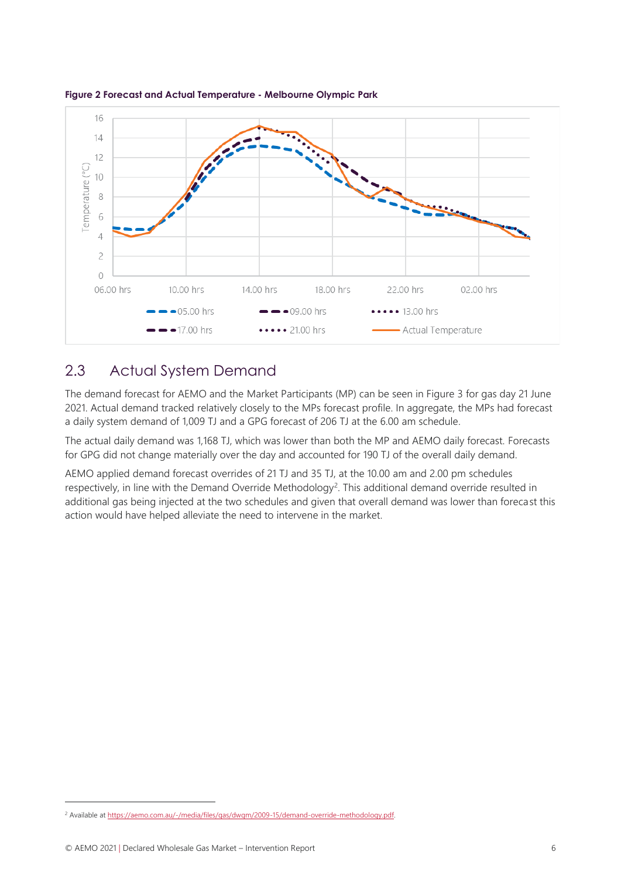**Figure 2 Forecast and Actual Temperature - Melbourne Olympic Park**

## 2.3 Actual System Demand

The demand forecast for AEMO and the Market Participants (MP) can be seen in Figure 3 for gas day 21 June 2021. Actual demand tracked relatively closely to the MPs forecast profile. In aggregate, the MPs had forecast a daily system demand of 1,009 TJ and a GPG forecast of 206 TJ at the 6.00 am schedule.

The actual daily demand was 1,168 TJ, which was lower than both the MP and AEMO daily forecast. Forecasts for GPG did not change materially over the day and accounted for 190 TJ of the overall daily demand.

AEMO applied demand forecast overrides of 21 TJ and 35 TJ, at the 10.00 am and 2.00 pm schedules respectively, in line with the Demand Override Methodology[2]. This additional demand override resulted in additional gas being injected at the two schedules and given that overall demand was lower than forecast this action would have helped alleviate the need to intervene in the market.

[2] Available at https://aemo.com.au/-/media/files/gas/dwgm/2009-15/demand-override-methodology.pdf.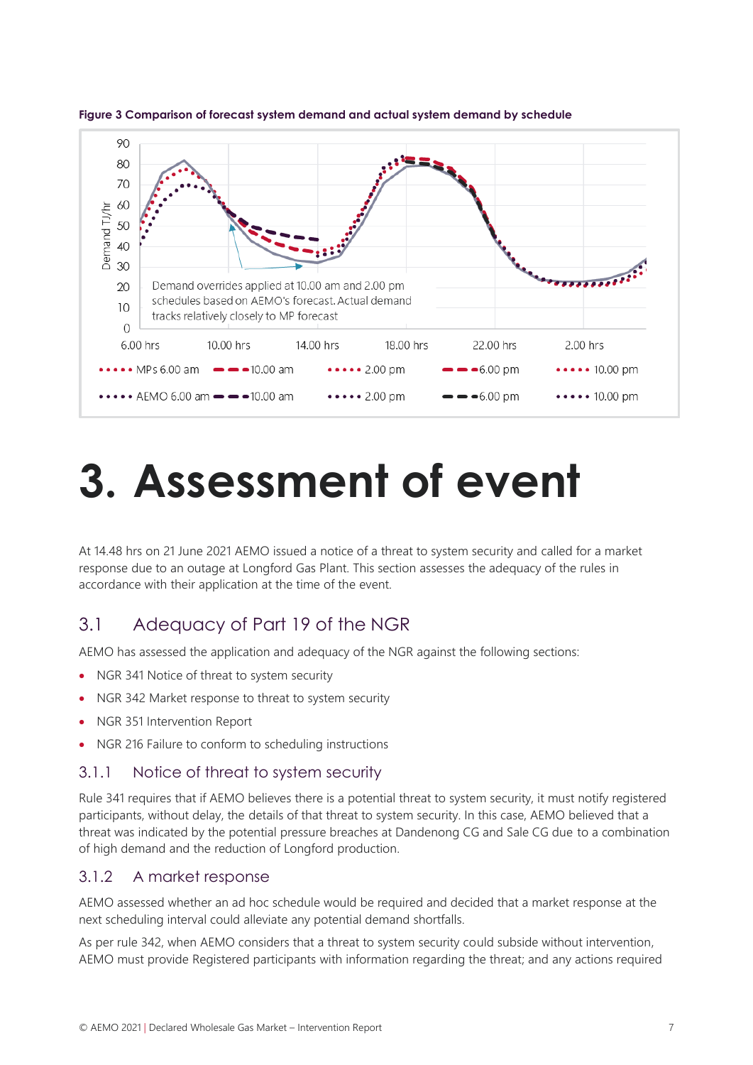**Figure 3 Comparison of forecast system demand and actual system demand by schedule**

Demand overrides applied at 10.00 am and 2.00 pm schedules based on AEMO's forecast. Actual demand tracks relatively closely to MP forecast

# 3. Assessment of event

At 14.48 hrs on 21 June 2021 AEMO issued a notice of a threat to system security and called for a market response due to an outage at Longford Gas Plant. This section assesses the adequacy of the rules in accordance with their application at the time of the event.

## 3.1 Adequacy of Part 19 of the NGR

AEMO has assessed the application and adequacy of the NGR against the following sections:

- NGR 341 Notice of threat to system security
- NGR 342 Market response to threat to system security
- NGR 351 Intervention Report
- NGR 216 Failure to conform to scheduling instructions

### 3.1.1 Notice of threat to system security

Rule 341 requires that if AEMO believes there is a potential threat to system security, it must notify registered participants, without delay, the details of that threat to system security. In this case, AEMO believed that a threat was indicated by the potential pressure breaches at Dandenong CG and Sale CG due to a combination of high demand and the reduction of Longford production.

### 3.1.2 A market response

AEMO assessed whether an ad hoc schedule would be required and decided that a market response at the next scheduling interval could alleviate any potential demand shortfalls.

As per rule 342, when AEMO considers that a threat to system security could subside without intervention, AEMO must provide Registered participants with information regarding the threat; and any actions required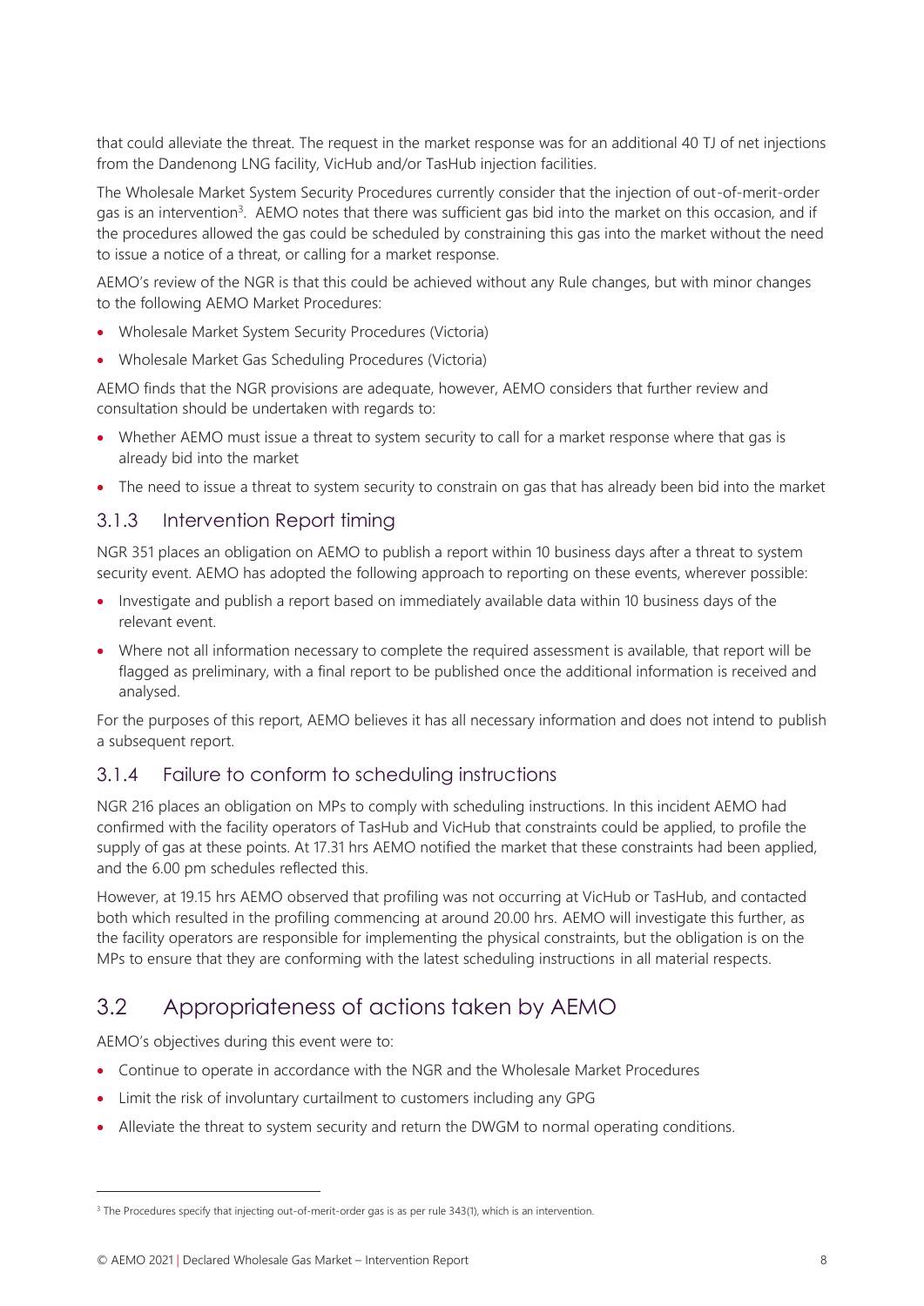that could alleviate the threat. The request in the market response was for an additional 40 TJ of net injections from the Dandenong LNG facility, VicHub and/or TasHub injection facilities.

The Wholesale Market System Security Procedures currently consider that the injection of out-of-merit-order gas is an intervention[3]. AEMO notes that there was sufficient gas bid into the market on this occasion, and if the procedures allowed the gas could be scheduled by constraining this gas into the market without the need to issue a notice of a threat, or calling for a market response.

AEMO's review of the NGR is that this could be achieved without any Rule changes, but with minor changes to the following AEMO Market Procedures:

- Wholesale Market System Security Procedures (Victoria)
- Wholesale Market Gas Scheduling Procedures (Victoria)

AEMO finds that the NGR provisions are adequate, however, AEMO considers that further review and consultation should be undertaken with regards to:

- Whether AEMO must issue a threat to system security to call for a market response where that gas is already bid into the market
- The need to issue a threat to system security to constrain on gas that has already been bid into the market

### 3.1.3 Intervention Report timing

NGR 351 places an obligation on AEMO to publish a report within 10 business days after a threat to system security event. AEMO has adopted the following approach to reporting on these events, wherever possible:

- Investigate and publish a report based on immediately available data within 10 business days of the relevant event.
- Where not all information necessary to complete the required assessment is available, that report will be flagged as preliminary, with a final report to be published once the additional information is received and analysed.

For the purposes of this report, AEMO believes it has all necessary information and does not intend to publish a subsequent report.

### 3.1.4 Failure to conform to scheduling instructions

NGR 216 places an obligation on MPs to comply with scheduling instructions. In this incident AEMO had confirmed with the facility operators of TasHub and VicHub that constraints could be applied, to profile the supply of gas at these points. At 17.31 hrs AEMO notified the market that these constraints had been applied, and the 6.00 pm schedules reflected this.

However, at 19.15 hrs AEMO observed that profiling was not occurring at VicHub or TasHub, and contacted both which resulted in the profiling commencing at around 20.00 hrs. AEMO will investigate this further, as the facility operators are responsible for implementing the physical constraints, but the obligation is on the MPs to ensure that they are conforming with the latest scheduling instructions in all material respects.

## 3.2 Appropriateness of actions taken by AEMO

AEMO's objectives during this event were to:

- Continue to operate in accordance with the NGR and the Wholesale Market Procedures
- Limit the risk of involuntary curtailment to customers including any GPG
- Alleviate the threat to system security and return the DWGM to normal operating conditions.

---

[3] The Procedures specify that injecting out-of-merit-order gas is as per rule 343(1), which is an intervention.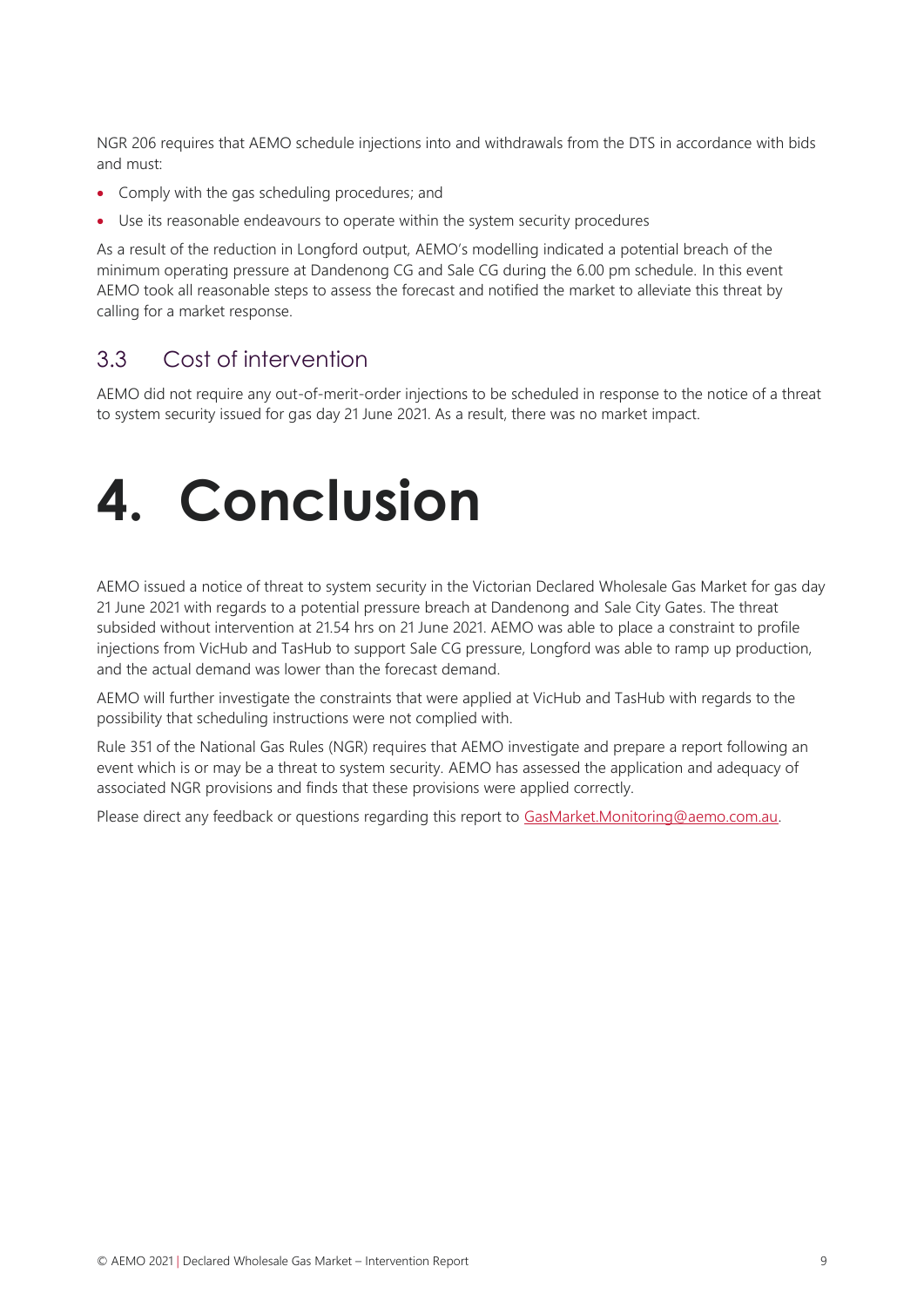NGR 206 requires that AEMO schedule injections into and withdrawals from the DTS in accordance with bids and must:

- Comply with the gas scheduling procedures; and
- Use its reasonable endeavours to operate within the system security procedures

As a result of the reduction in Longford output, AEMO's modelling indicated a potential breach of the minimum operating pressure at Dandenong CG and Sale CG during the 6.00 pm schedule. In this event AEMO took all reasonable steps to assess the forecast and notified the market to alleviate this threat by calling for a market response.

## 3.3 Cost of intervention

AEMO did not require any out-of-merit-order injections to be scheduled in response to the notice of a threat to system security issued for gas day 21 June 2021. As a result, there was no market impact.

# 4. Conclusion

AEMO issued a notice of threat to system security in the Victorian Declared Wholesale Gas Market for gas day 21 June 2021 with regards to a potential pressure breach at Dandenong and Sale City Gates. The threat subsided without intervention at 21.54 hrs on 21 June 2021. AEMO was able to place a constraint to profile injections from VicHub and TasHub to support Sale CG pressure, Longford was able to ramp up production, and the actual demand was lower than the forecast demand.

AEMO will further investigate the constraints that were applied at VicHub and TasHub with regards to the possibility that scheduling instructions were not complied with.

Rule 351 of the National Gas Rules (NGR) requires that AEMO investigate and prepare a report following an event which is or may be a threat to system security. AEMO has assessed the application and adequacy of associated NGR provisions and finds that these provisions were applied correctly.

Please direct any feedback or questions regarding this report to GasMarket.Monitoring@aemo.com.au.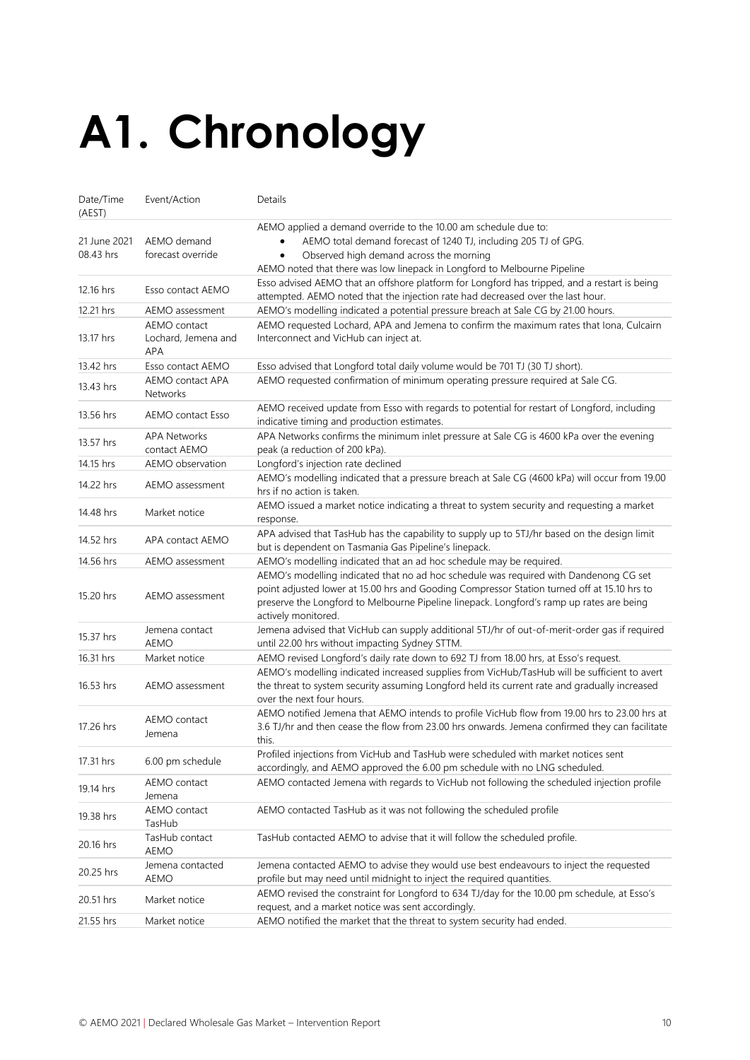# A1. Chronology

| Date/Time (AEST) | Event/Action | Details |
| --- | --- | --- |
| 21 June 2021 08.43 hrs | AEMO demand forecast override | AEMO applied a demand override to the 10.00 am schedule due to: <br>• AEMO total demand forecast of 1240 TJ, including 205 TJ of GPG. <br>• Observed high demand across the morning <br>AEMO noted that there was low linepack in Longford to Melbourne Pipeline |
| 12.16 hrs | Esso contact AEMO | Esso advised AEMO that an offshore platform for Longford has tripped, and a restart is being attempted. AEMO noted that the injection rate had decreased over the last hour. |
| 12.21 hrs | AEMO assessment | AEMO's modelling indicated a potential pressure breach at Sale CG by 21.00 hours. |
| 13.17 hrs | AEMO contact Lochard, Jemena and APA | AEMO requested Lochard, APA and Jemena to confirm the maximum rates that Iona, Culcairn Interconnect and VicHub can inject at. |
| 13.42 hrs | Esso contact AEMO | Esso advised that Longford total daily volume would be 701 TJ (30 TJ short). |
| 13.43 hrs | AEMO contact APA Networks | AEMO requested confirmation of minimum operating pressure required at Sale CG. |
| 13.56 hrs | AEMO contact Esso | AEMO received update from Esso with regards to potential for restart of Longford, including indicative timing and production estimates. |
| 13.57 hrs | APA Networks contact AEMO | APA Networks confirms the minimum inlet pressure at Sale CG is 4600 kPa over the evening peak (a reduction of 200 kPa). |
| 14.15 hrs | AEMO observation | Longford's injection rate declined |
| 14.22 hrs | AEMO assessment | AEMO's modelling indicated that a pressure breach at Sale CG (4600 kPa) will occur from 19.00 hrs if no action is taken. |
| 14.48 hrs | Market notice | AEMO issued a market notice indicating a threat to system security and requesting a market response. |
| 14.52 hrs | APA contact AEMO | APA advised that TasHub has the capability to supply up to 5TJ/hr based on the design limit but is dependent on Tasmania Gas Pipeline's linepack. |
| 14.56 hrs | AEMO assessment | AEMO's modelling indicated that an ad hoc schedule may be required. |
| 15.20 hrs | AEMO assessment | AEMO's modelling indicated that no ad hoc schedule was required with Dandenong CG set point adjusted lower at 15.00 hrs and Gooding Compressor Station turned off at 15.10 hrs to preserve the Longford to Melbourne Pipeline linepack. Longford's ramp up rates are being actively monitored. |
| 15.37 hrs | Jemena contact AEMO | Jemena advised that VicHub can supply additional 5TJ/hr of out-of-merit-order gas if required until 22.00 hrs without impacting Sydney STTM. |
| 16.31 hrs | Market notice | AEMO revised Longford's daily rate down to 692 TJ from 18.00 hrs, at Esso's request. |
| 16.53 hrs | AEMO assessment | AEMO's modelling indicated increased supplies from VicHub/TasHub will be sufficient to avert the threat to system security assuming Longford held its current rate and gradually increased over the next four hours. |
| 17.26 hrs | AEMO contact Jemena | AEMO notified Jemena that AEMO intends to profile VicHub flow from 19.00 hrs to 23.00 hrs at 3.6 TJ/hr and then cease the flow from 23.00 hrs onwards. Jemena confirmed they can facilitate this. |
| 17.31 hrs | 6.00 pm schedule | Profiled injections from VicHub and TasHub were scheduled with market notices sent accordingly, and AEMO approved the 6.00 pm schedule with no LNG scheduled. |
| 19.14 hrs | AEMO contact Jemena | AEMO contacted Jemena with regards to VicHub not following the scheduled injection profile |
| 19.38 hrs | AEMO contact TasHub | AEMO contacted TasHub as it was not following the scheduled profile |
| 20.16 hrs | TasHub contact AEMO | TasHub contacted AEMO to advise that it will follow the scheduled profile. |
| 20.25 hrs | Jemena contacted AEMO | Jemena contacted AEMO to advise they would use best endeavours to inject the requested profile but may need until midnight to inject the required quantities. |
| 20.51 hrs | Market notice | AEMO revised the constraint for Longford to 634 TJ/day for the 10.00 pm schedule, at Esso's request, and a market notice was sent accordingly. |
| 21.55 hrs | Market notice | AEMO notified the market that the threat to system security had ended. |